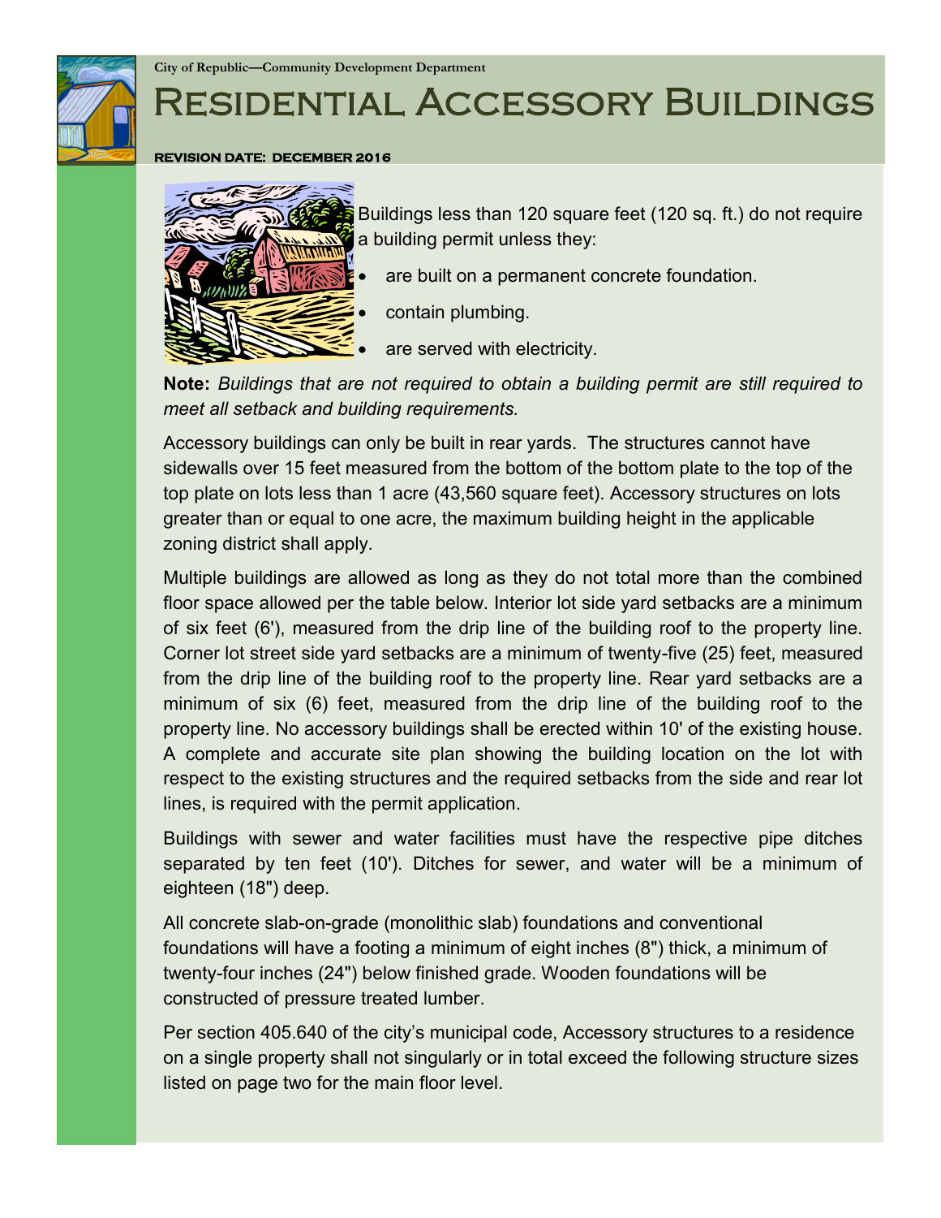City of Republic—Community Development Department

# Residential Accessory Buildings

**REVISION DATE: DECEMBER 2016**

Buildings less than 120 square feet (120 sq. ft.) do not require a building permit unless they:

- are built on a permanent concrete foundation.
- contain plumbing.
- are served with electricity.

**Note:** *Buildings that are not required to obtain a building permit are still required to meet all setback and building requirements.*

Accessory buildings can only be built in rear yards. The structures cannot have sidewalls over 15 feet measured from the bottom of the bottom plate to the top of the top plate on lots less than 1 acre (43,560 square feet). Accessory structures on lots greater than or equal to one acre, the maximum building height in the applicable zoning district shall apply.

Multiple buildings are allowed as long as they do not total more than the combined floor space allowed per the table below. Interior lot side yard setbacks are a minimum of six feet (6'), measured from the drip line of the building roof to the property line. Corner lot street side yard setbacks are a minimum of twenty-five (25) feet, measured from the drip line of the building roof to the property line. Rear yard setbacks are a minimum of six (6) feet, measured from the drip line of the building roof to the property line. No accessory buildings shall be erected within 10' of the existing house. A complete and accurate site plan showing the building location on the lot with respect to the existing structures and the required setbacks from the side and rear lot lines, is required with the permit application.

Buildings with sewer and water facilities must have the respective pipe ditches separated by ten feet (10'). Ditches for sewer, and water will be a minimum of eighteen (18") deep.

All concrete slab-on-grade (monolithic slab) foundations and conventional foundations will have a footing a minimum of eight inches (8") thick, a minimum of twenty-four inches (24") below finished grade. Wooden foundations will be constructed of pressure treated lumber.

Per section 405.640 of the city's municipal code, Accessory structures to a residence on a single property shall not singularly or in total exceed the following structure sizes listed on page two for the main floor level.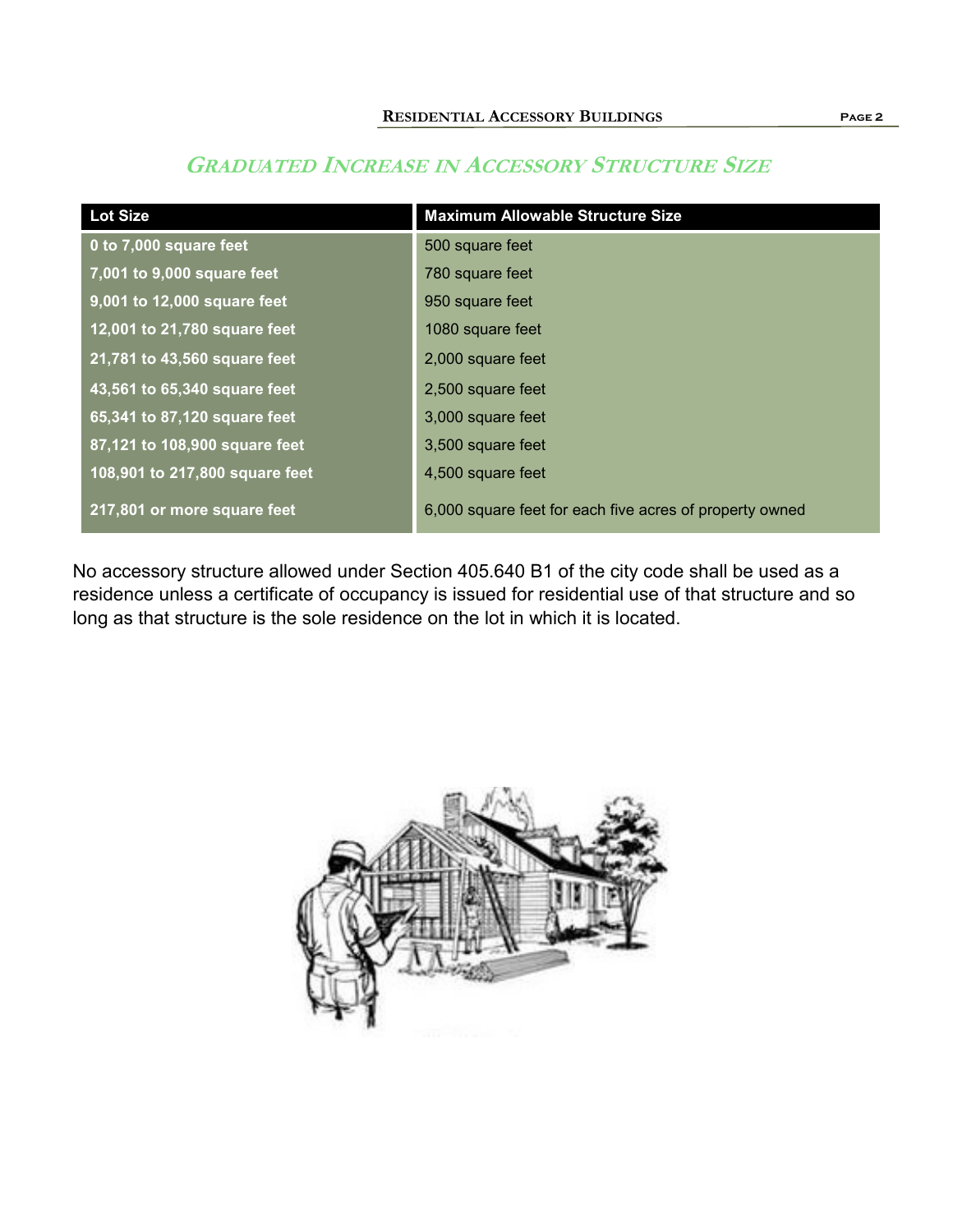## *Graduated Increase in Accessory Structure Size*

| Lot Size | Maximum Allowable Structure Size |
| --- | --- |
| 0 to 7,000 square feet | 500 square feet |
| 7,001 to 9,000 square feet | 780 square feet |
| 9,001 to 12,000 square feet | 950 square feet |
| 12,001 to 21,780 square feet | 1080 square feet |
| 21,781 to 43,560 square feet | 2,000 square feet |
| 43,561 to 65,340 square feet | 2,500 square feet |
| 65,341 to 87,120 square feet | 3,000 square feet |
| 87,121 to 108,900 square feet | 3,500 square feet |
| 108,901 to 217,800 square feet | 4,500 square feet |
| 217,801 or more square feet | 6,000 square feet for each five acres of property owned |

No accessory structure allowed under Section 405.640 B1 of the city code shall be used as a residence unless a certificate of occupancy is issued for residential use of that structure and so long as that structure is the sole residence on the lot in which it is located.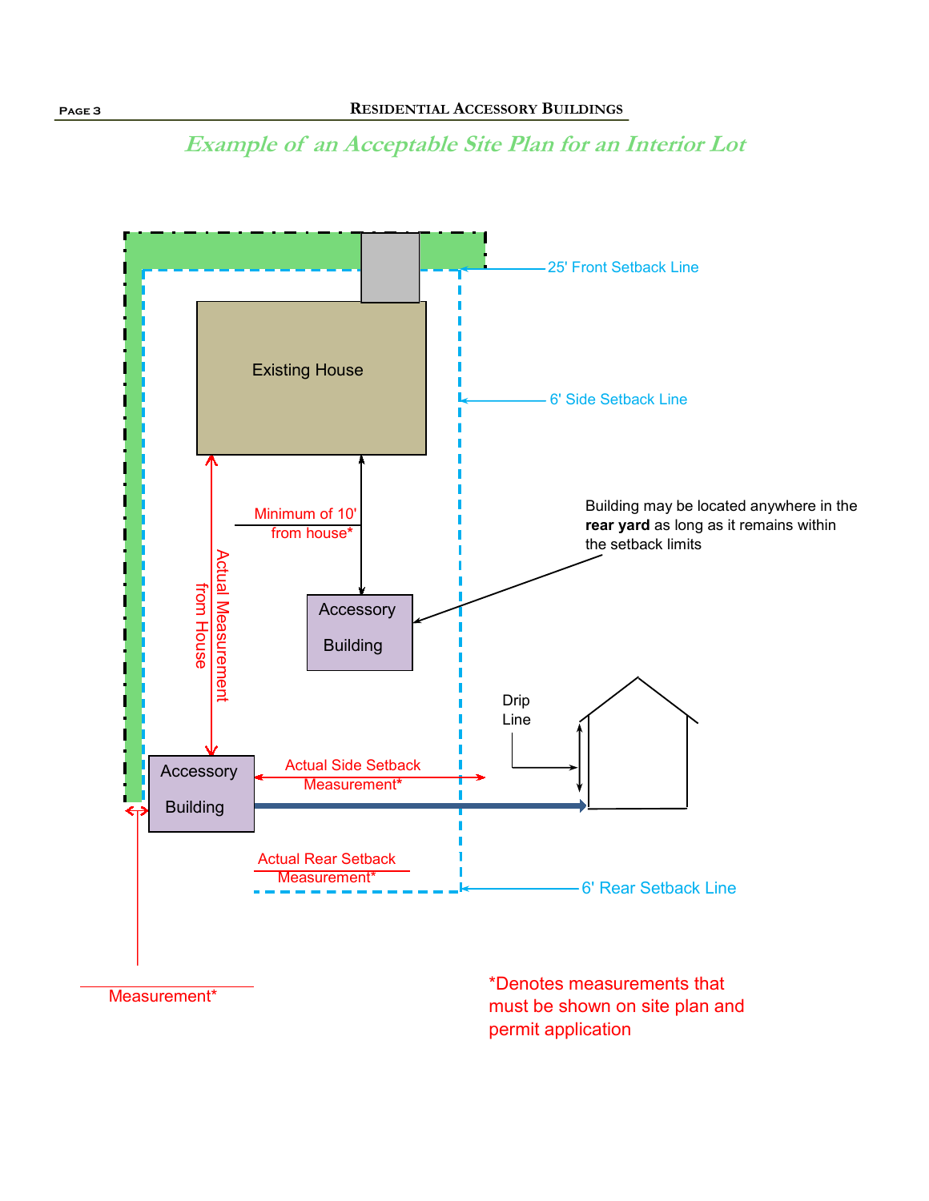## *Example of an Acceptable Site Plan for an Interior Lot*

25' Front Setback Line

Existing House

6' Side Setback Line

Minimum of 10' from house*

Actual Measurement from House

Building may be located anywhere in the **rear yard** as long as it remains within the setback limits

Accessory Building

Accessory Building

Drip Line

Actual Side Setback Measurement*

Actual Rear Setback Measurement*

6' Rear Setback Line

Measurement*

*Denotes measurements that must be shown on site plan and permit application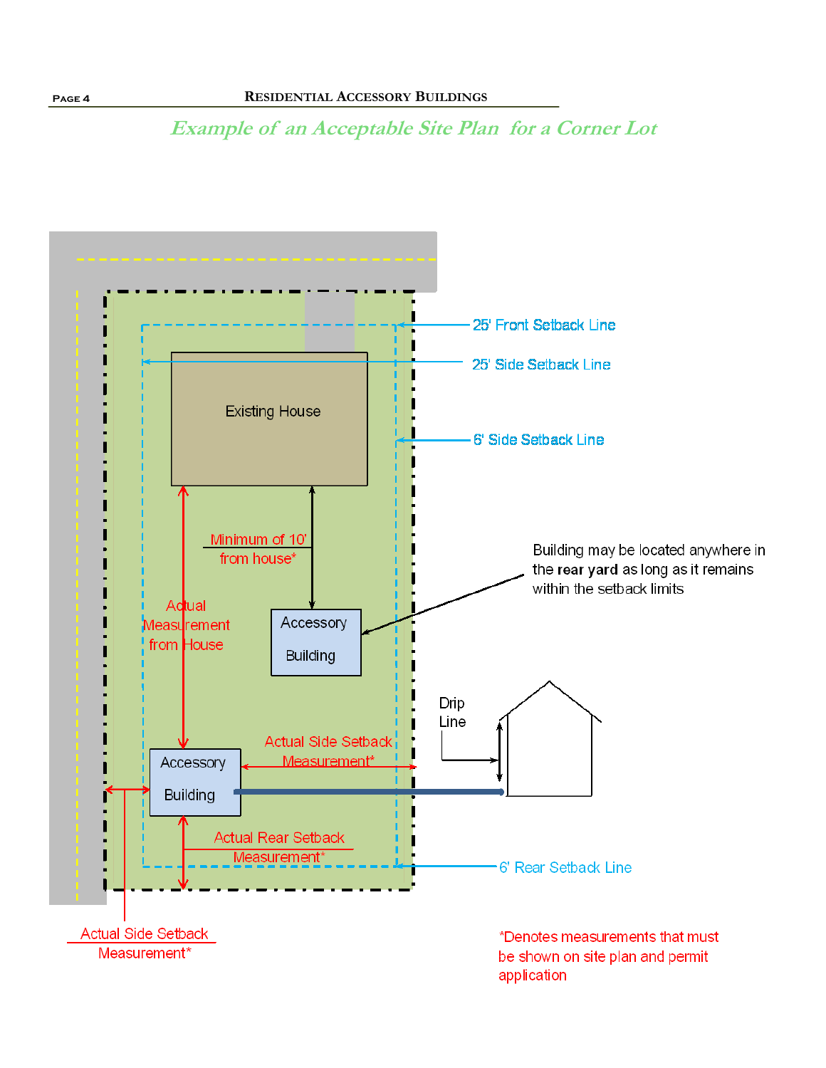## *Example of an Acceptable Site Plan for a Corner Lot*

25' Front Setback Line

25' Side Setback Line

Existing House

6' Side Setback Line

Minimum of 10' from house*

Building may be located anywhere in the **rear yard** as long as it remains within the setback limits

Actual Measurement from House

Accessory Building

Drip Line

Actual Side Setback Measurement*

Accessory Building

Actual Rear Setback Measurement*

6' Rear Setback Line

Actual Side Setback Measurement*

*Denotes measurements that must be shown on site plan and permit application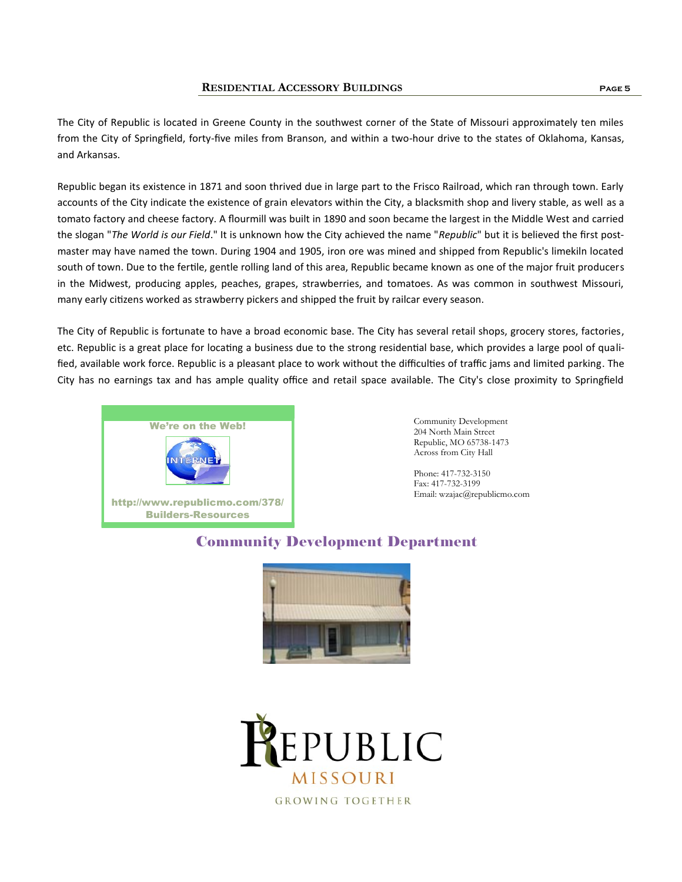The City of Republic is located in Greene County in the southwest corner of the State of Missouri approximately ten miles from the City of Springfield, forty-five miles from Branson, and within a two-hour drive to the states of Oklahoma, Kansas, and Arkansas.

Republic began its existence in 1871 and soon thrived due in large part to the Frisco Railroad, which ran through town. Early accounts of the City indicate the existence of grain elevators within the City, a blacksmith shop and livery stable, as well as a tomato factory and cheese factory. A flourmill was built in 1890 and soon became the largest in the Middle West and carried the slogan "*The World is our Field*." It is unknown how the City achieved the name "*Republic*" but it is believed the first postmaster may have named the town. During 1904 and 1905, iron ore was mined and shipped from Republic's limekiln located south of town. Due to the fertile, gentle rolling land of this area, Republic became known as one of the major fruit producers in the Midwest, producing apples, peaches, grapes, strawberries, and tomatoes. As was common in southwest Missouri, many early citizens worked as strawberry pickers and shipped the fruit by railcar every season.

The City of Republic is fortunate to have a broad economic base. The City has several retail shops, grocery stores, factories, etc. Republic is a great place for locating a business due to the strong residential base, which provides a large pool of qualified, available work force. Republic is a pleasant place to work without the difficulties of traffic jams and limited parking. The City has no earnings tax and has ample quality office and retail space available. The City's close proximity to Springfield

**We're on the Web!**

INTERNET

**http://www.republicmo.com/378/Builders-Resources**

Community Development
204 North Main Street
Republic, MO 65738-1473
Across from City Hall

Phone: 417-732-3150
Fax: 417-732-3199
Email: wzajac@republicmo.com

## Community Development Department

REPUBLIC
MISSOURI
GROWING TOGETHER